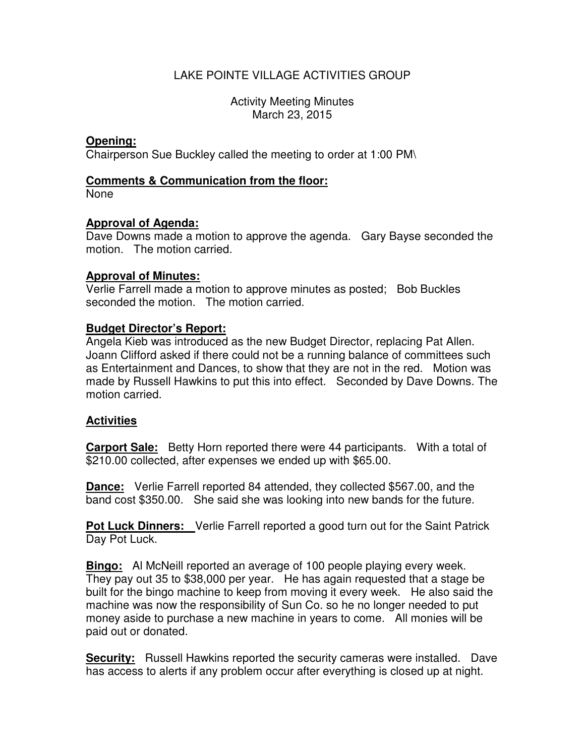# LAKE POINTE VILLAGE ACTIVITIES GROUP

Activity Meeting Minutes
March 23, 2015

**Opening:**
Chairperson Sue Buckley called the meeting to order at 1:00 PM\

**Comments & Communication from the floor:**
None

**Approval of Agenda:**
Dave Downs made a motion to approve the agenda. Gary Bayse seconded the motion. The motion carried.

**Approval of Minutes:**
Verlie Farrell made a motion to approve minutes as posted; Bob Buckles seconded the motion. The motion carried.

**Budget Director's Report:**
Angela Kieb was introduced as the new Budget Director, replacing Pat Allen. Joann Clifford asked if there could not be a running balance of committees such as Entertainment and Dances, to show that they are not in the red. Motion was made by Russell Hawkins to put this into effect. Seconded by Dave Downs. The motion carried.

**Activities**

**Carport Sale:** Betty Horn reported there were 44 participants. With a total of $210.00 collected, after expenses we ended up with $65.00.

**Dance:** Verlie Farrell reported 84 attended, they collected $567.00, and the band cost $350.00. She said she was looking into new bands for the future.

**Pot Luck Dinners:** Verlie Farrell reported a good turn out for the Saint Patrick Day Pot Luck.

**Bingo:** Al McNeill reported an average of 100 people playing every week. They pay out 35 to $38,000 per year. He has again requested that a stage be built for the bingo machine to keep from moving it every week. He also said the machine was now the responsibility of Sun Co. so he no longer needed to put money aside to purchase a new machine in years to come. All monies will be paid out or donated.

**Security:** Russell Hawkins reported the security cameras were installed. Dave has access to alerts if any problem occur after everything is closed up at night.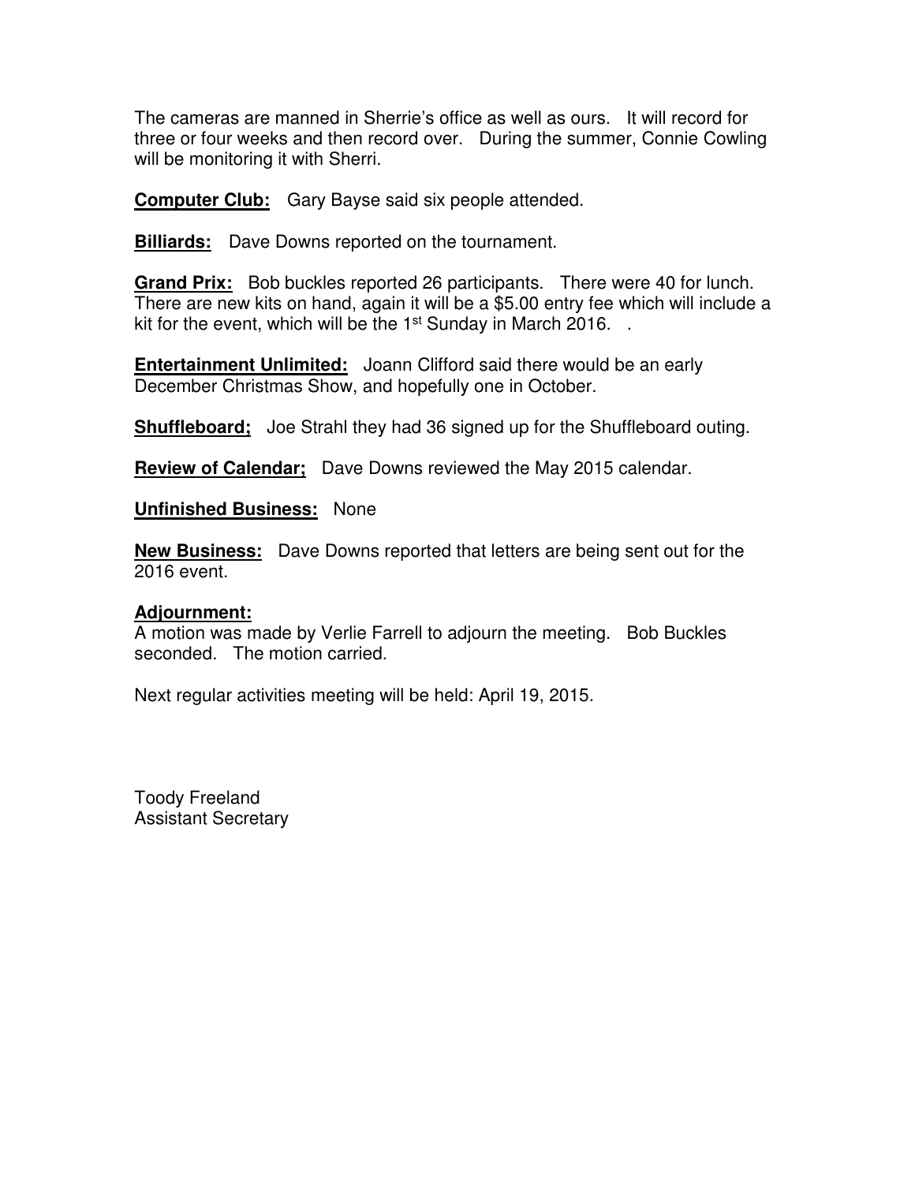The cameras are manned in Sherrie's office as well as ours. It will record for three or four weeks and then record over. During the summer, Connie Cowling will be monitoring it with Sherri.

**Computer Club:** Gary Bayse said six people attended.

**Billiards:** Dave Downs reported on the tournament.

**Grand Prix:** Bob buckles reported 26 participants. There were 40 for lunch. There are new kits on hand, again it will be a $5.00 entry fee which will include a kit for the event, which will be the 1st Sunday in March 2016. .

**Entertainment Unlimited:** Joann Clifford said there would be an early December Christmas Show, and hopefully one in October.

**Shuffleboard;** Joe Strahl they had 36 signed up for the Shuffleboard outing.

**Review of Calendar;** Dave Downs reviewed the May 2015 calendar.

**Unfinished Business:** None

**New Business:** Dave Downs reported that letters are being sent out for the 2016 event.

**Adjournment:**
A motion was made by Verlie Farrell to adjourn the meeting. Bob Buckles seconded. The motion carried.

Next regular activities meeting will be held: April 19, 2015.

Toody Freeland
Assistant Secretary